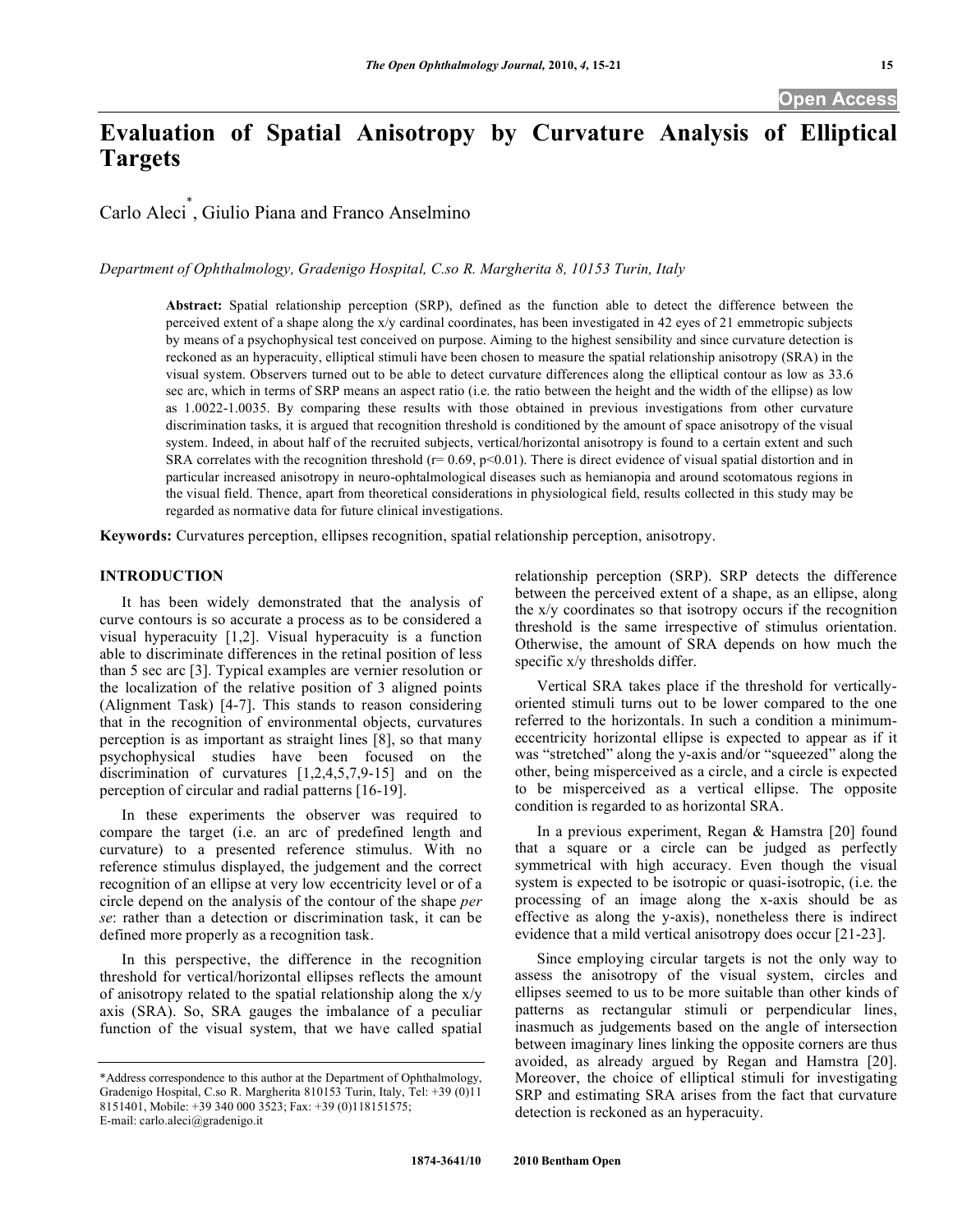# Evaluation of Spatial Anisotropy by Curvature Analysis of Elliptical Targets

Carlo Aleci*, Giulio Piana and Franco Anselmino

*Department of Ophthalmology, Gradenigo Hospital, C.so R. Margherita 8, 10153 Turin, Italy*

**Abstract:** Spatial relationship perception (SRP), defined as the function able to detect the difference between the perceived extent of a shape along the x/y cardinal coordinates, has been investigated in 42 eyes of 21 emmetropic subjects by means of a psychophysical test conceived on purpose. Aiming to the highest sensibility and since curvature detection is reckoned as an hyperacuity, elliptical stimuli have been chosen to measure the spatial relationship anisotropy (SRA) in the visual system. Observers turned out to be able to detect curvature differences along the elliptical contour as low as 33.6 sec arc, which in terms of SRP means an aspect ratio (i.e. the ratio between the height and the width of the ellipse) as low as 1.0022-1.0035. By comparing these results with those obtained in previous investigations from other curvature discrimination tasks, it is argued that recognition threshold is conditioned by the amount of space anisotropy of the visual system. Indeed, in about half of the recruited subjects, vertical/horizontal anisotropy is found to a certain extent and such SRA correlates with the recognition threshold ($r = 0.69$, $p < 0.01$). There is direct evidence of visual spatial distortion and in particular increased anisotropy in neuro-ophtalmological diseases such as hemianopia and around scotomatous regions in the visual field. Thence, apart from theoretical considerations in physiological field, results collected in this study may be regarded as normative data for future clinical investigations.

**Keywords:** Curvatures perception, ellipses recognition, spatial relationship perception, anisotropy.

## INTRODUCTION

It has been widely demonstrated that the analysis of curve contours is so accurate a process as to be considered a visual hyperacuity [1,2]. Visual hyperacuity is a function able to discriminate differences in the retinal position of less than 5 sec arc [3]. Typical examples are vernier resolution or the localization of the relative position of 3 aligned points (Alignment Task) [4-7]. This stands to reason considering that in the recognition of environmental objects, curvatures perception is as important as straight lines [8], so that many psychophysical studies have been focused on the discrimination of curvatures [1,2,4,5,7,9-15] and on the perception of circular and radial patterns [16-19].

In these experiments the observer was required to compare the target (i.e. an arc of predefined length and curvature) to a presented reference stimulus. With no reference stimulus displayed, the judgement and the correct recognition of an ellipse at very low eccentricity level or of a circle depend on the analysis of the contour of the shape *per se*: rather than a detection or discrimination task, it can be defined more properly as a recognition task.

In this perspective, the difference in the recognition threshold for vertical/horizontal ellipses reflects the amount of anisotropy related to the spatial relationship along the x/y axis (SRA). So, SRA gauges the imbalance of a peculiar function of the visual system, that we have called spatial relationship perception (SRP). SRP detects the difference between the perceived extent of a shape, as an ellipse, along the x/y coordinates so that isotropy occurs if the recognition threshold is the same irrespective of stimulus orientation. Otherwise, the amount of SRA depends on how much the specific x/y thresholds differ.

Vertical SRA takes place if the threshold for vertically-oriented stimuli turns out to be lower compared to the one referred to the horizontals. In such a condition a minimum-eccentricity horizontal ellipse is expected to appear as if it was "stretched" along the y-axis and/or "squeezed" along the other, being misperceived as a circle, and a circle is expected to be misperceived as a vertical ellipse. The opposite condition is regarded to as horizontal SRA.

In a previous experiment, Regan & Hamstra [20] found that a square or a circle can be judged as perfectly symmetrical with high accuracy. Even though the visual system is expected to be isotropic or quasi-isotropic, (i.e. the processing of an image along the x-axis should be as effective as along the y-axis), nonetheless there is indirect evidence that a mild vertical anisotropy does occur [21-23].

Since employing circular targets is not the only way to assess the anisotropy of the visual system, circles and ellipses seemed to us to be more suitable than other kinds of patterns as rectangular stimuli or perpendicular lines, inasmuch as judgements based on the angle of intersection between imaginary lines linking the opposite corners are thus avoided, as already argued by Regan and Hamstra [20]. Moreover, the choice of elliptical stimuli for investigating SRP and estimating SRA arises from the fact that curvature detection is reckoned as an hyperacuity.

*Address correspondence to this author at the Department of Ophthalmology, Gradenigo Hospital, C.so R. Margherita 810153 Turin, Italy, Tel: +39 (0)11 8151401, Mobile: +39 340 000 3523; Fax: +39 (0)118151575; E-mail: carlo.aleci@gradenigo.it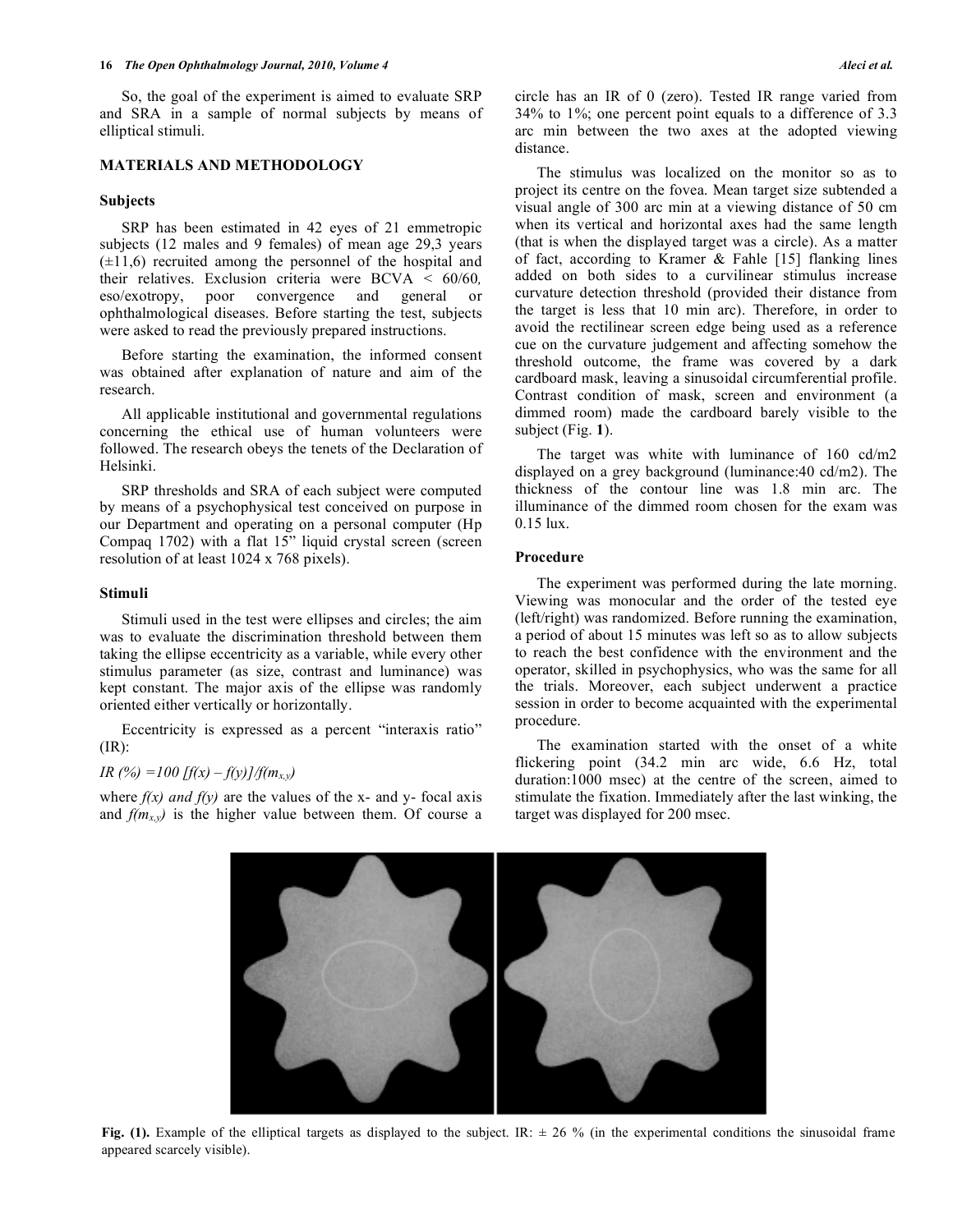So, the goal of the experiment is aimed to evaluate SRP and SRA in a sample of normal subjects by means of elliptical stimuli.

## MATERIALS AND METHODOLOGY

### Subjects

SRP has been estimated in 42 eyes of 21 emmetropic subjects (12 males and 9 females) of mean age 29,3 years (±11,6) recruited among the personnel of the hospital and their relatives. Exclusion criteria were BCVA < 60/60*,* eso/exotropy, poor convergence and general or ophthalmological diseases. Before starting the test, subjects were asked to read the previously prepared instructions.

Before starting the examination, the informed consent was obtained after explanation of nature and aim of the research.

All applicable institutional and governmental regulations concerning the ethical use of human volunteers were followed. The research obeys the tenets of the Declaration of Helsinki.

SRP thresholds and SRA of each subject were computed by means of a psychophysical test conceived on purpose in our Department and operating on a personal computer (Hp Compaq 1702) with a flat 15" liquid crystal screen (screen resolution of at least 1024 x 768 pixels).

### Stimuli

Stimuli used in the test were ellipses and circles; the aim was to evaluate the discrimination threshold between them taking the ellipse eccentricity as a variable, while every other stimulus parameter (as size, contrast and luminance) was kept constant. The major axis of the ellipse was randomly oriented either vertically or horizontally.

Eccentricity is expressed as a percent "interaxis ratio" (IR):

$$IR (\%) = 100\, [f(x) - f(y)]/f(m_{x,y})$$

where $f(x)$ and $f(y)$ are the values of the x- and y- focal axis and $f(m_{x,y})$ is the higher value between them. Of course a circle has an IR of 0 (zero). Tested IR range varied from 34% to 1%; one percent point equals to a difference of 3.3 arc min between the two axes at the adopted viewing distance.

The stimulus was localized on the monitor so as to project its centre on the fovea. Mean target size subtended a visual angle of 300 arc min at a viewing distance of 50 cm when its vertical and horizontal axes had the same length (that is when the displayed target was a circle). As a matter of fact, according to Kramer & Fahle [15] flanking lines added on both sides to a curvilinear stimulus increase curvature detection threshold (provided their distance from the target is less that 10 min arc). Therefore, in order to avoid the rectilinear screen edge being used as a reference cue on the curvature judgement and affecting somehow the threshold outcome, the frame was covered by a dark cardboard mask, leaving a sinusoidal circumferential profile. Contrast condition of mask, screen and environment (a dimmed room) made the cardboard barely visible to the subject (Fig. **1**).

The target was white with luminance of 160 cd/m2 displayed on a grey background (luminance:40 cd/m2). The thickness of the contour line was 1.8 min arc. The illuminance of the dimmed room chosen for the exam was 0.15 lux.

### Procedure

The experiment was performed during the late morning. Viewing was monocular and the order of the tested eye (left/right) was randomized. Before running the examination, a period of about 15 minutes was left so as to allow subjects to reach the best confidence with the environment and the operator, skilled in psychophysics, who was the same for all the trials. Moreover, each subject underwent a practice session in order to become acquainted with the experimental procedure.

The examination started with the onset of a white flickering point (34.2 min arc wide, 6.6 Hz, total duration:1000 msec) at the centre of the screen, aimed to stimulate the fixation. Immediately after the last winking, the target was displayed for 200 msec.

**Fig. (1).** Example of the elliptical targets as displayed to the subject. IR: ± 26 % (in the experimental conditions the sinusoidal frame appeared scarcely visible).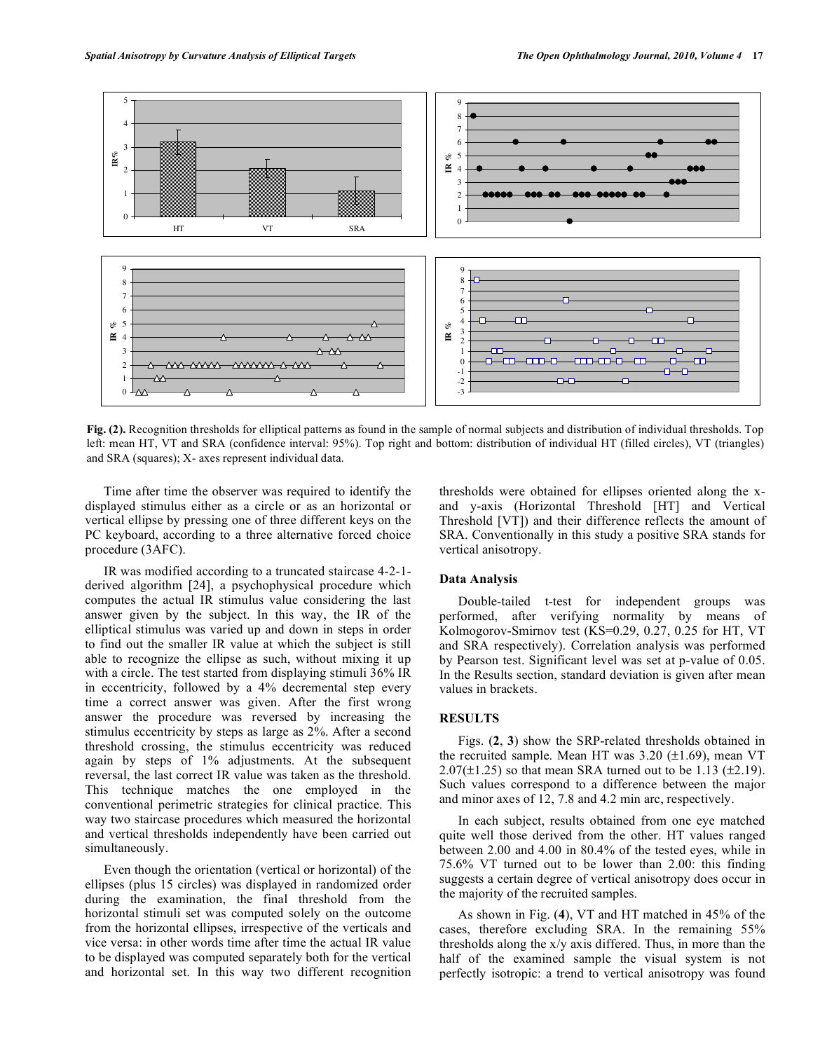**Fig. (2).** Recognition thresholds for elliptical patterns as found in the sample of normal subjects and distribution of individual thresholds. Top left: mean HT, VT and SRA (confidence interval: 95%). Top right and bottom: distribution of individual HT (filled circles), VT (triangles) and SRA (squares); X- axes represent individual data.

Time after time the observer was required to identify the displayed stimulus either as a circle or as an horizontal or vertical ellipse by pressing one of three different keys on the PC keyboard, according to a three alternative forced choice procedure (3AFC).

IR was modified according to a truncated staircase 4-2-1-derived algorithm [24], a psychophysical procedure which computes the actual IR stimulus value considering the last answer given by the subject. In this way, the IR of the elliptical stimulus was varied up and down in steps in order to find out the smaller IR value at which the subject is still able to recognize the ellipse as such, without mixing it up with a circle. The test started from displaying stimuli 36% IR in eccentricity, followed by a 4% decremental step every time a correct answer was given. After the first wrong answer the procedure was reversed by increasing the stimulus eccentricity by steps as large as 2%. After a second threshold crossing, the stimulus eccentricity was reduced again by steps of 1% adjustments. At the subsequent reversal, the last correct IR value was taken as the threshold. This technique matches the one employed in the conventional perimetric strategies for clinical practice. This way two staircase procedures which measured the horizontal and vertical thresholds independently have been carried out simultaneously.

Even though the orientation (vertical or horizontal) of the ellipses (plus 15 circles) was displayed in randomized order during the examination, the final threshold from the horizontal stimuli set was computed solely on the outcome from the horizontal ellipses, irrespective of the verticals and vice versa: in other words time after time the actual IR value to be displayed was computed separately both for the vertical and horizontal set. In this way two different recognition thresholds were obtained for ellipses oriented along the x- and y-axis (Horizontal Threshold [HT] and Vertical Threshold [VT]) and their difference reflects the amount of SRA. Conventionally in this study a positive SRA stands for vertical anisotropy.

## Data Analysis

Double-tailed t-test for independent groups was performed, after verifying normality by means of Kolmogorov-Smirnov test (KS=0.29, 0.27, 0.25 for HT, VT and SRA respectively). Correlation analysis was performed by Pearson test. Significant level was set at p-value of 0.05. In the Results section, standard deviation is given after mean values in brackets.

## RESULTS

Figs. (**2**, **3**) show the SRP-related thresholds obtained in the recruited sample. Mean HT was 3.20 (±1.69), mean VT 2.07(±1.25) so that mean SRA turned out to be 1.13 (±2.19). Such values correspond to a difference between the major and minor axes of 12, 7.8 and 4.2 min arc, respectively.

In each subject, results obtained from one eye matched quite well those derived from the other. HT values ranged between 2.00 and 4.00 in 80.4% of the tested eyes, while in 75.6% VT turned out to be lower than 2.00: this finding suggests a certain degree of vertical anisotropy does occur in the majority of the recruited samples.

As shown in Fig. (**4**), VT and HT matched in 45% of the cases, therefore excluding SRA. In the remaining 55% thresholds along the x/y axis differed. Thus, in more than the half of the examined sample the visual system is not perfectly isotropic: a trend to vertical anisotropy was found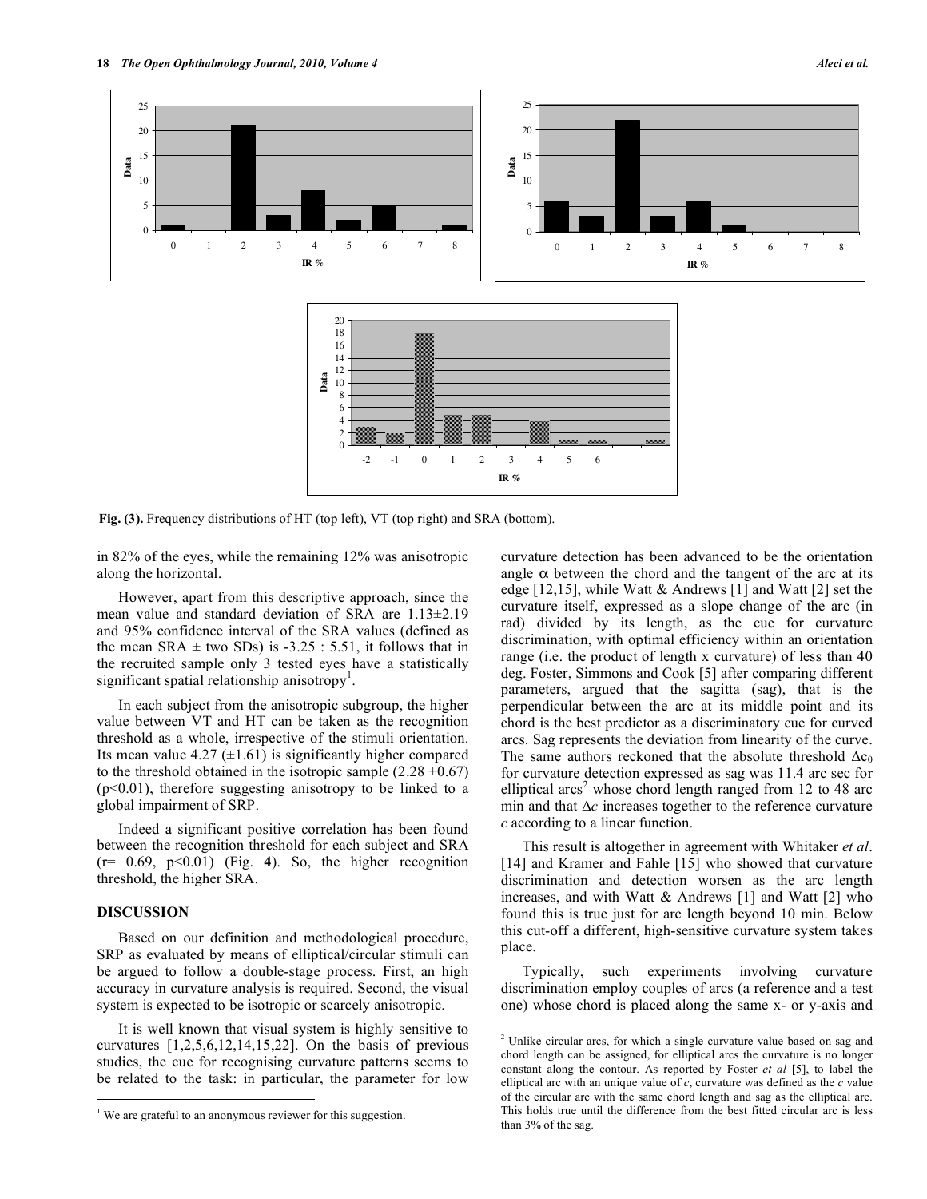Fig. (3). Frequency distributions of HT (top left), VT (top right) and SRA (bottom).

in 82% of the eyes, while the remaining 12% was anisotropic along the horizontal.

However, apart from this descriptive approach, since the mean value and standard deviation of SRA are 1.13±2.19 and 95% confidence interval of the SRA values (defined as the mean SRA ± two SDs) is -3.25 : 5.51, it follows that in the recruited sample only 3 tested eyes have a statistically significant spatial relationship anisotropy[1].

In each subject from the anisotropic subgroup, the higher value between VT and HT can be taken as the recognition threshold as a whole, irrespective of the stimuli orientation. Its mean value 4.27 (±1.61) is significantly higher compared to the threshold obtained in the isotropic sample (2.28 ±0.67) ($p<0.01$), therefore suggesting anisotropy to be linked to a global impairment of SRP.

Indeed a significant positive correlation has been found between the recognition threshold for each subject and SRA ($r= 0.69$, $p<0.01$) (Fig. **4**). So, the higher recognition threshold, the higher SRA.

## DISCUSSION

Based on our definition and methodological procedure, SRP as evaluated by means of elliptical/circular stimuli can be argued to follow a double-stage process. First, an high accuracy in curvature analysis is required. Second, the visual system is expected to be isotropic or scarcely anisotropic.

It is well known that visual system is highly sensitive to curvatures [1,2,5,6,12,14,15,22]. On the basis of previous studies, the cue for recognising curvature patterns seems to be related to the task: in particular, the parameter for low curvature detection has been advanced to be the orientation angle $\alpha$ between the chord and the tangent of the arc at its edge [12,15], while Watt & Andrews [1] and Watt [2] set the curvature itself, expressed as a slope change of the arc (in rad) divided by its length, as the cue for curvature discrimination, with optimal efficiency within an orientation range (i.e. the product of length x curvature) of less than 40 deg. Foster, Simmons and Cook [5] after comparing different parameters, argued that the sagitta (sag), that is the perpendicular between the arc at its middle point and its chord is the best predictor as a discriminatory cue for curved arcs. Sag represents the deviation from linearity of the curve. The same authors reckoned that the absolute threshold $\Delta c_0$ for curvature detection expressed as sag was 11.4 arc sec for elliptical arcs[2] whose chord length ranged from 12 to 48 arc min and that $\Delta c$ increases together to the reference curvature $c$ according to a linear function.

This result is altogether in agreement with Whitaker *et al*. [14] and Kramer and Fahle [15] who showed that curvature discrimination and detection worsen as the arc length increases, and with Watt & Andrews [1] and Watt [2] who found this is true just for arc length beyond 10 min. Below this cut-off a different, high-sensitive curvature system takes place.

Typically, such experiments involving curvature discrimination employ couples of arcs (a reference and a test one) whose chord is placed along the same x- or y-axis and

---

[1] We are grateful to an anonymous reviewer for this suggestion.

[2] Unlike circular arcs, for which a single curvature value based on sag and chord length can be assigned, for elliptical arcs the curvature is no longer constant along the contour. As reported by Foster *et al* [5], to label the elliptical arc with an unique value of $c$, curvature was defined as the $c$ value of the circular arc with the same chord length and sag as the elliptical arc. This holds true until the difference from the best fitted circular arc is less than 3% of the sag.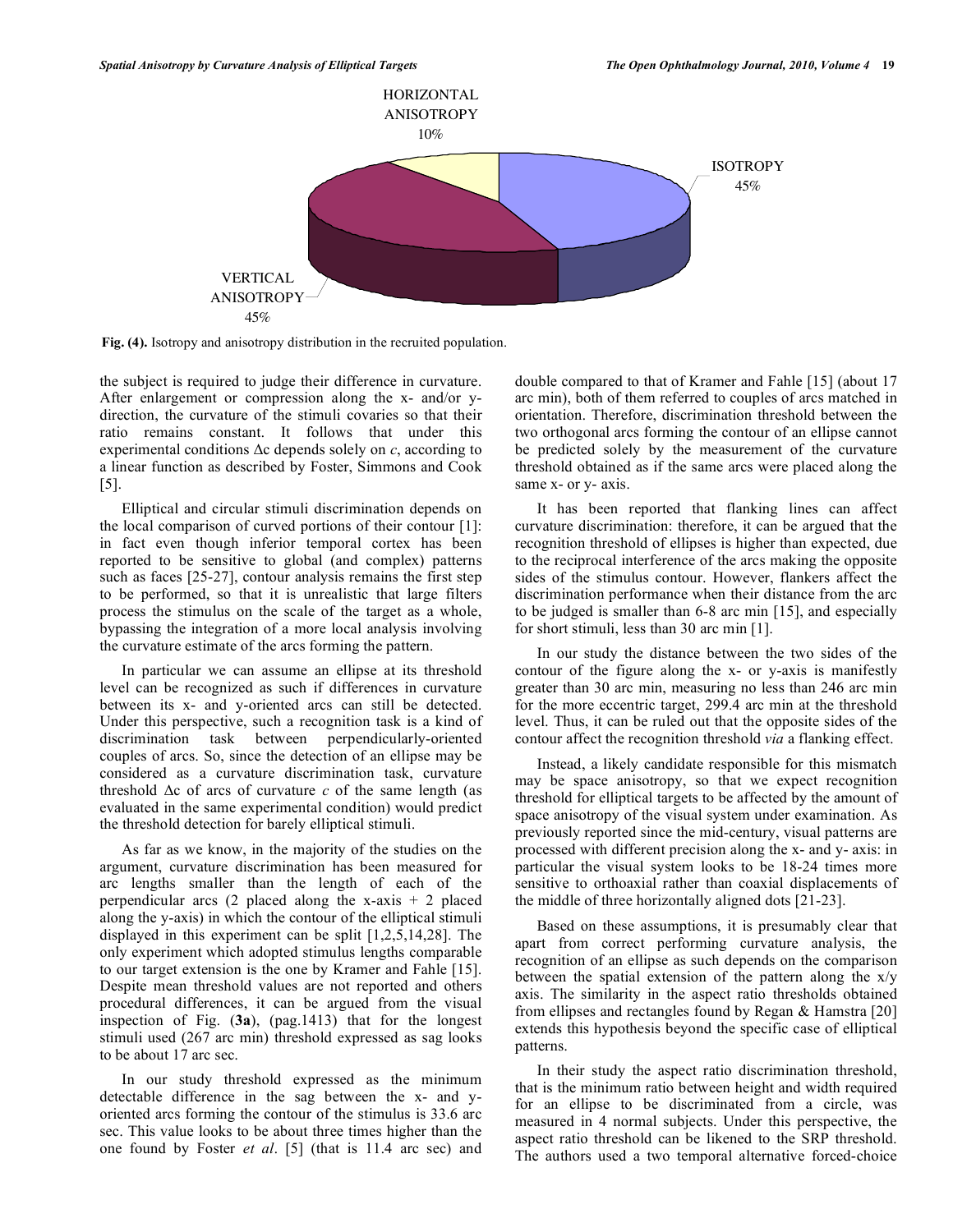HORIZONTAL ANISOTROPY 10%

ISOTROPY 45%

VERTICAL ANISOTROPY 45%

**Fig. (4).** Isotropy and anisotropy distribution in the recruited population.

the subject is required to judge their difference in curvature. After enlargement or compression along the x- and/or y-direction, the curvature of the stimuli covaries so that their ratio remains constant. It follows that under this experimental conditions $\Delta c$ depends solely on $c$, according to a linear function as described by Foster, Simmons and Cook [5].

Elliptical and circular stimuli discrimination depends on the local comparison of curved portions of their contour [1]: in fact even though inferior temporal cortex has been reported to be sensitive to global (and complex) patterns such as faces [25-27], contour analysis remains the first step to be performed, so that it is unrealistic that large filters process the stimulus on the scale of the target as a whole, bypassing the integration of a more local analysis involving the curvature estimate of the arcs forming the pattern.

In particular we can assume an ellipse at its threshold level can be recognized as such if differences in curvature between its x- and y-oriented arcs can still be detected. Under this perspective, such a recognition task is a kind of discrimination task between perpendicularly-oriented couples of arcs. So, since the detection of an ellipse may be considered as a curvature discrimination task, curvature threshold $\Delta c$ of arcs of curvature $c$ of the same length (as evaluated in the same experimental condition) would predict the threshold detection for barely elliptical stimuli.

As far as we know, in the majority of the studies on the argument, curvature discrimination has been measured for arc lengths smaller than the length of each of the perpendicular arcs (2 placed along the x-axis + 2 placed along the y-axis) in which the contour of the elliptical stimuli displayed in this experiment can be split [1,2,5,14,28]. The only experiment which adopted stimulus lengths comparable to our target extension is the one by Kramer and Fahle [15]. Despite mean threshold values are not reported and others procedural differences, it can be argued from the visual inspection of Fig. (**3a**), (pag.1413) that for the longest stimuli used (267 arc min) threshold expressed as sag looks to be about 17 arc sec.

In our study threshold expressed as the minimum detectable difference in the sag between the x- and y-oriented arcs forming the contour of the stimulus is 33.6 arc sec. This value looks to be about three times higher than the one found by Foster *et al*. [5] (that is 11.4 arc sec) and double compared to that of Kramer and Fahle [15] (about 17 arc min), both of them referred to couples of arcs matched in orientation. Therefore, discrimination threshold between the two orthogonal arcs forming the contour of an ellipse cannot be predicted solely by the measurement of the curvature threshold obtained as if the same arcs were placed along the same x- or y- axis.

It has been reported that flanking lines can affect curvature discrimination: therefore, it can be argued that the recognition threshold of ellipses is higher than expected, due to the reciprocal interference of the arcs making the opposite sides of the stimulus contour. However, flankers affect the discrimination performance when their distance from the arc to be judged is smaller than 6-8 arc min [15], and especially for short stimuli, less than 30 arc min [1].

In our study the distance between the two sides of the contour of the figure along the x- or y-axis is manifestly greater than 30 arc min, measuring no less than 246 arc min for the more eccentric target, 299.4 arc min at the threshold level. Thus, it can be ruled out that the opposite sides of the contour affect the recognition threshold *via* a flanking effect.

Instead, a likely candidate responsible for this mismatch may be space anisotropy, so that we expect recognition threshold for elliptical targets to be affected by the amount of space anisotropy of the visual system under examination. As previously reported since the mid-century, visual patterns are processed with different precision along the x- and y- axis: in particular the visual system looks to be 18-24 times more sensitive to orthoaxial rather than coaxial displacements of the middle of three horizontally aligned dots [21-23].

Based on these assumptions, it is presumably clear that apart from correct performing curvature analysis, the recognition of an ellipse as such depends on the comparison between the spatial extension of the pattern along the x/y axis. The similarity in the aspect ratio thresholds obtained from ellipses and rectangles found by Regan & Hamstra [20] extends this hypothesis beyond the specific case of elliptical patterns.

In their study the aspect ratio discrimination threshold, that is the minimum ratio between height and width required for an ellipse to be discriminated from a circle, was measured in 4 normal subjects. Under this perspective, the aspect ratio threshold can be likened to the SRP threshold. The authors used a two temporal alternative forced-choice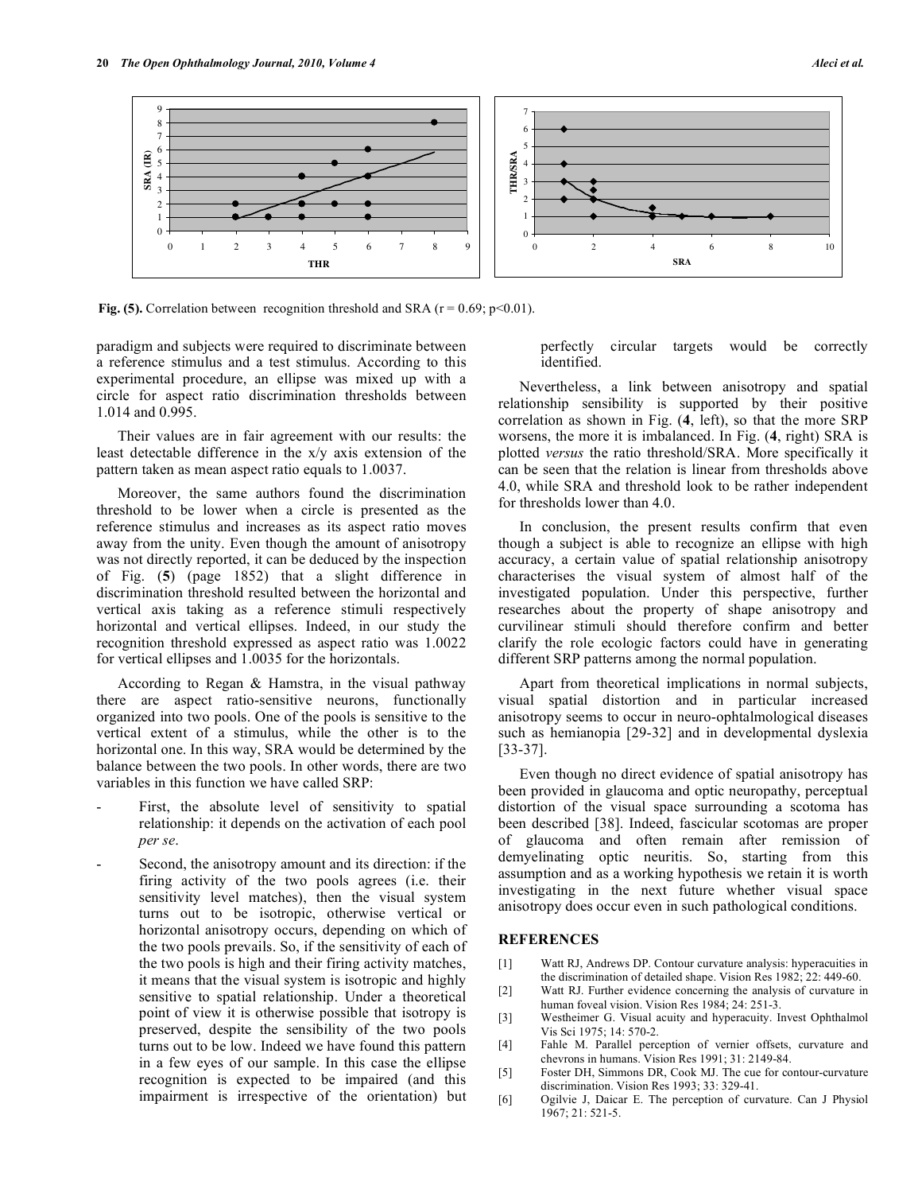Fig. (5). Correlation between recognition threshold and SRA ($r = 0.69$; $p<0.01$).

paradigm and subjects were required to discriminate between a reference stimulus and a test stimulus. According to this experimental procedure, an ellipse was mixed up with a circle for aspect ratio discrimination thresholds between 1.014 and 0.995.

Their values are in fair agreement with our results: the least detectable difference in the x/y axis extension of the pattern taken as mean aspect ratio equals to 1.0037.

Moreover, the same authors found the discrimination threshold to be lower when a circle is presented as the reference stimulus and increases as its aspect ratio moves away from the unity. Even though the amount of anisotropy was not directly reported, it can be deduced by the inspection of Fig. (**5**) (page 1852) that a slight difference in discrimination threshold resulted between the horizontal and vertical axis taking as a reference stimuli respectively horizontal and vertical ellipses. Indeed, in our study the recognition threshold expressed as aspect ratio was 1.0022 for vertical ellipses and 1.0035 for the horizontals.

According to Regan & Hamstra, in the visual pathway there are aspect ratio-sensitive neurons, functionally organized into two pools. One of the pools is sensitive to the vertical extent of a stimulus, while the other is to the horizontal one. In this way, SRA would be determined by the balance between the two pools. In other words, there are two variables in this function we have called SRP:

- First, the absolute level of sensitivity to spatial relationship: it depends on the activation of each pool *per se*.
- Second, the anisotropy amount and its direction: if the firing activity of the two pools agrees (i.e. their sensitivity level matches), then the visual system turns out to be isotropic, otherwise vertical or horizontal anisotropy occurs, depending on which of the two pools prevails. So, if the sensitivity of each of the two pools is high and their firing activity matches, it means that the visual system is isotropic and highly sensitive to spatial relationship. Under a theoretical point of view it is otherwise possible that isotropy is preserved, despite the sensibility of the two pools turns out to be low. Indeed we have found this pattern in a few eyes of our sample. In this case the ellipse recognition is expected to be impaired (and this impairment is irrespective of the orientation) but perfectly circular targets would be correctly identified.

Nevertheless, a link between anisotropy and spatial relationship sensibility is supported by their positive correlation as shown in Fig. (**4**, left), so that the more SRP worsens, the more it is imbalanced. In Fig. (**4**, right) SRA is plotted *versus* the ratio threshold/SRA. More specifically it can be seen that the relation is linear from thresholds above 4.0, while SRA and threshold look to be rather independent for thresholds lower than 4.0.

In conclusion, the present results confirm that even though a subject is able to recognize an ellipse with high accuracy, a certain value of spatial relationship anisotropy characterises the visual system of almost half of the investigated population. Under this perspective, further researches about the property of shape anisotropy and curvilinear stimuli should therefore confirm and better clarify the role ecologic factors could have in generating different SRP patterns among the normal population.

Apart from theoretical implications in normal subjects, visual spatial distortion and in particular increased anisotropy seems to occur in neuro-ophtalmological diseases such as hemianopia [29-32] and in developmental dyslexia [33-37].

Even though no direct evidence of spatial anisotropy has been provided in glaucoma and optic neuropathy, perceptual distortion of the visual space surrounding a scotoma has been described [38]. Indeed, fascicular scotomas are proper of glaucoma and often remain after remission of demyelinating optic neuritis. So, starting from this assumption and as a working hypothesis we retain it is worth investigating in the next future whether visual space anisotropy does occur even in such pathological conditions.

## REFERENCES

[1] Watt RJ, Andrews DP. Contour curvature analysis: hyperacuities in the discrimination of detailed shape. Vision Res 1982; 22: 449-60.

[2] Watt RJ. Further evidence concerning the analysis of curvature in human foveal vision. Vision Res 1984; 24: 251-3.

[3] Westheimer G. Visual acuity and hyperacuity. Invest Ophthalmol Vis Sci 1975; 14: 570-2.

[4] Fahle M. Parallel perception of vernier offsets, curvature and chevrons in humans. Vision Res 1991; 31: 2149-84.

[5] Foster DH, Simmons DR, Cook MJ. The cue for contour-curvature discrimination. Vision Res 1993; 33: 329-41.

[6] Ogilvie J, Daicar E. The perception of curvature. Can J Physiol 1967; 21: 521-5.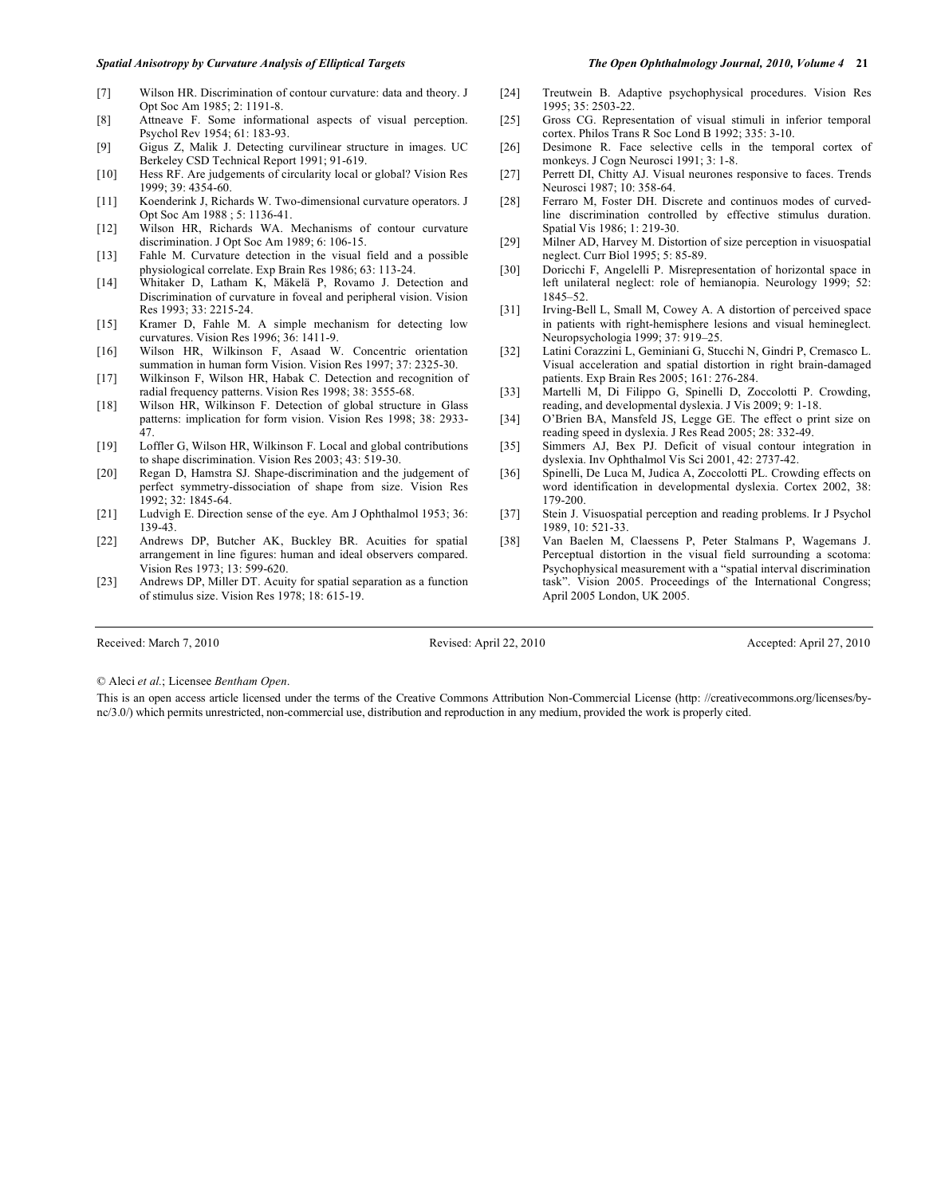[7] Wilson HR. Discrimination of contour curvature: data and theory. J Opt Soc Am 1985; 2: 1191-8.

[8] Attneave F. Some informational aspects of visual perception. Psychol Rev 1954; 61: 183-93.

[9] Gigus Z, Malik J. Detecting curvilinear structure in images. UC Berkeley CSD Technical Report 1991; 91-619.

[10] Hess RF. Are judgements of circularity local or global? Vision Res 1999; 39: 4354-60.

[11] Koenderink J, Richards W. Two-dimensional curvature operators. J Opt Soc Am 1988 ; 5: 1136-41.

[12] Wilson HR, Richards WA. Mechanisms of contour curvature discrimination. J Opt Soc Am 1989; 6: 106-15.

[13] Fahle M. Curvature detection in the visual field and a possible physiological correlate. Exp Brain Res 1986; 63: 113-24.

[14] Whitaker D, Latham K, Mäkelä P, Rovamo J. Detection and Discrimination of curvature in foveal and peripheral vision. Vision Res 1993; 33: 2215-24.

[15] Kramer D, Fahle M. A simple mechanism for detecting low curvatures. Vision Res 1996; 36: 1411-9.

[16] Wilson HR, Wilkinson F, Asaad W. Concentric orientation summation in human form Vision. Vision Res 1997; 37: 2325-30.

[17] Wilkinson F, Wilson HR, Habak C. Detection and recognition of radial frequency patterns. Vision Res 1998; 38: 3555-68.

[18] Wilson HR, Wilkinson F. Detection of global structure in Glass patterns: implication for form vision. Vision Res 1998; 38: 2933-47.

[19] Loffler G, Wilson HR, Wilkinson F. Local and global contributions to shape discrimination. Vision Res 2003; 43: 519-30.

[20] Regan D, Hamstra SJ. Shape-discrimination and the judgement of perfect symmetry-dissociation of shape from size. Vision Res 1992; 32: 1845-64.

[21] Ludvigh E. Direction sense of the eye. Am J Ophthalmol 1953; 36: 139-43.

[22] Andrews DP, Butcher AK, Buckley BR. Acuities for spatial arrangement in line figures: human and ideal observers compared. Vision Res 1973; 13: 599-620.

[23] Andrews DP, Miller DT. Acuity for spatial separation as a function of stimulus size. Vision Res 1978; 18: 615-19.

[24] Treutwein B. Adaptive psychophysical procedures. Vision Res 1995; 35: 2503-22.

[25] Gross CG. Representation of visual stimuli in inferior temporal cortex. Philos Trans R Soc Lond B 1992; 335: 3-10.

[26] Desimone R. Face selective cells in the temporal cortex of monkeys. J Cogn Neurosci 1991; 3: 1-8.

[27] Perrett DI, Chitty AJ. Visual neurones responsive to faces. Trends Neurosci 1987; 10: 358-64.

[28] Ferraro M, Foster DH. Discrete and continuos modes of curved-line discrimination controlled by effective stimulus duration. Spatial Vis 1986; 1: 219-30.

[29] Milner AD, Harvey M. Distortion of size perception in visuospatial neglect. Curr Biol 1995; 5: 85-89.

[30] Doricchi F, Angelelli P. Misrepresentation of horizontal space in left unilateral neglect: role of hemianopia. Neurology 1999; 52: 1845–52.

[31] Irving-Bell L, Small M, Cowey A. A distortion of perceived space in patients with right-hemisphere lesions and visual hemineglect. Neuropsychologia 1999; 37: 919–25.

[32] Latini Corazzini L, Geminiani G, Stucchi N, Gindri P, Cremasco L. Visual acceleration and spatial distortion in right brain-damaged patients. Exp Brain Res 2005; 161: 276-284.

[33] Martelli M, Di Filippo G, Spinelli D, Zoccolotti P. Crowding, reading, and developmental dyslexia. J Vis 2009; 9: 1-18.

[34] O'Brien BA, Mansfeld JS, Legge GE. The effect o print size on reading speed in dyslexia. J Res Read 2005; 28: 332-49.

[35] Simmers AJ, Bex PJ. Deficit of visual contour integration in dyslexia. Inv Ophthalmol Vis Sci 2001, 42: 2737-42.

[36] Spinelli, De Luca M, Judica A, Zoccolotti PL. Crowding effects on word identification in developmental dyslexia. Cortex 2002, 38: 179-200.

[37] Stein J. Visuospatial perception and reading problems. Ir J Psychol 1989, 10: 521-33.

[38] Van Baelen M, Claessens P, Peter Stalmans P, Wagemans J. Perceptual distortion in the visual field surrounding a scotoma: Psychophysical measurement with a "spatial interval discrimination task". Vision 2005. Proceedings of the International Congress; April 2005 London, UK 2005.

Received: March 7, 2010 | Revised: April 22, 2010 | Accepted: April 27, 2010

© Aleci *et al.*; Licensee *Bentham Open*.

This is an open access article licensed under the terms of the Creative Commons Attribution Non-Commercial License (http: //creativecommons.org/licenses/by-nc/3.0/) which permits unrestricted, non-commercial use, distribution and reproduction in any medium, provided the work is properly cited.